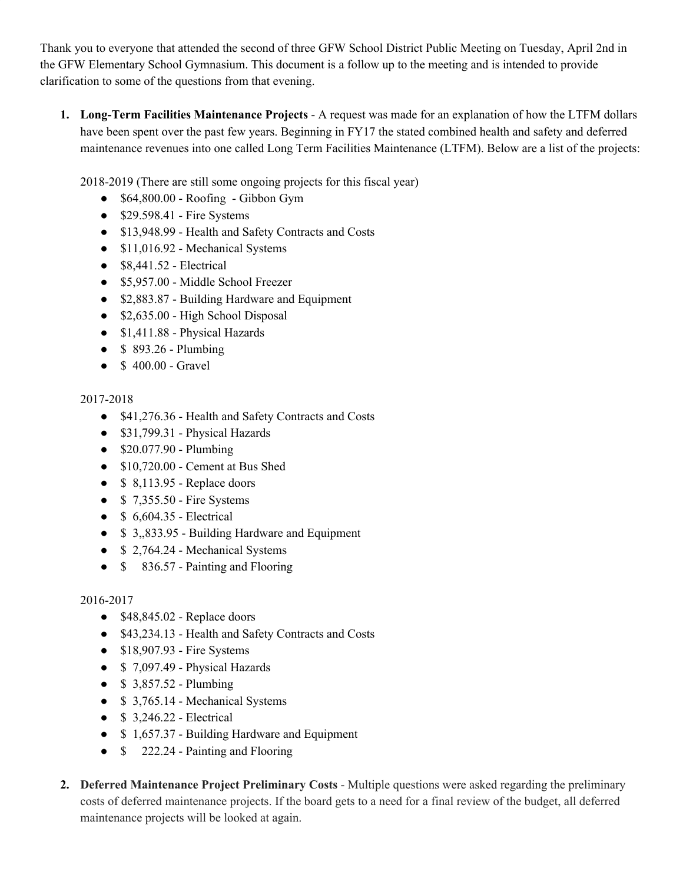Thank you to everyone that attended the second of three GFW School District Public Meeting on Tuesday, April 2nd in the GFW Elementary School Gymnasium. This document is a follow up to the meeting and is intended to provide clarification to some of the questions from that evening.

1. **Long-Term Facilities Maintenance Projects** - A request was made for an explanation of how the LTFM dollars have been spent over the past few years. Beginning in FY17 the stated combined health and safety and deferred maintenance revenues into one called Long Term Facilities Maintenance (LTFM). Below are a list of the projects:

   2018-2019 (There are still some ongoing projects for this fiscal year)
   - $64,800.00 - Roofing - Gibbon Gym
   - $29.598.41 - Fire Systems
   - $13,948.99 - Health and Safety Contracts and Costs
   - $11,016.92 - Mechanical Systems
   - $8,441.52 - Electrical
   - $5,957.00 - Middle School Freezer
   - $2,883.87 - Building Hardware and Equipment
   - $2,635.00 - High School Disposal
   - $1,411.88 - Physical Hazards
   - $ 893.26 - Plumbing
   - $ 400.00 - Gravel

   2017-2018
   - $41,276.36 - Health and Safety Contracts and Costs
   - $31,799.31 - Physical Hazards
   - $20.077.90 - Plumbing
   - $10,720.00 - Cement at Bus Shed
   - $ 8,113.95 - Replace doors
   - $ 7,355.50 - Fire Systems
   - $ 6,604.35 - Electrical
   - $ 3,,833.95 - Building Hardware and Equipment
   - $ 2,764.24 - Mechanical Systems
   - $ 836.57 - Painting and Flooring

   2016-2017
   - $48,845.02 - Replace doors
   - $43,234.13 - Health and Safety Contracts and Costs
   - $18,907.93 - Fire Systems
   - $ 7,097.49 - Physical Hazards
   - $ 3,857.52 - Plumbing
   - $ 3,765.14 - Mechanical Systems
   - $ 3,246.22 - Electrical
   - $ 1,657.37 - Building Hardware and Equipment
   - $ 222.24 - Painting and Flooring

2. **Deferred Maintenance Project Preliminary Costs** - Multiple questions were asked regarding the preliminary costs of deferred maintenance projects. If the board gets to a need for a final review of the budget, all deferred maintenance projects will be looked at again.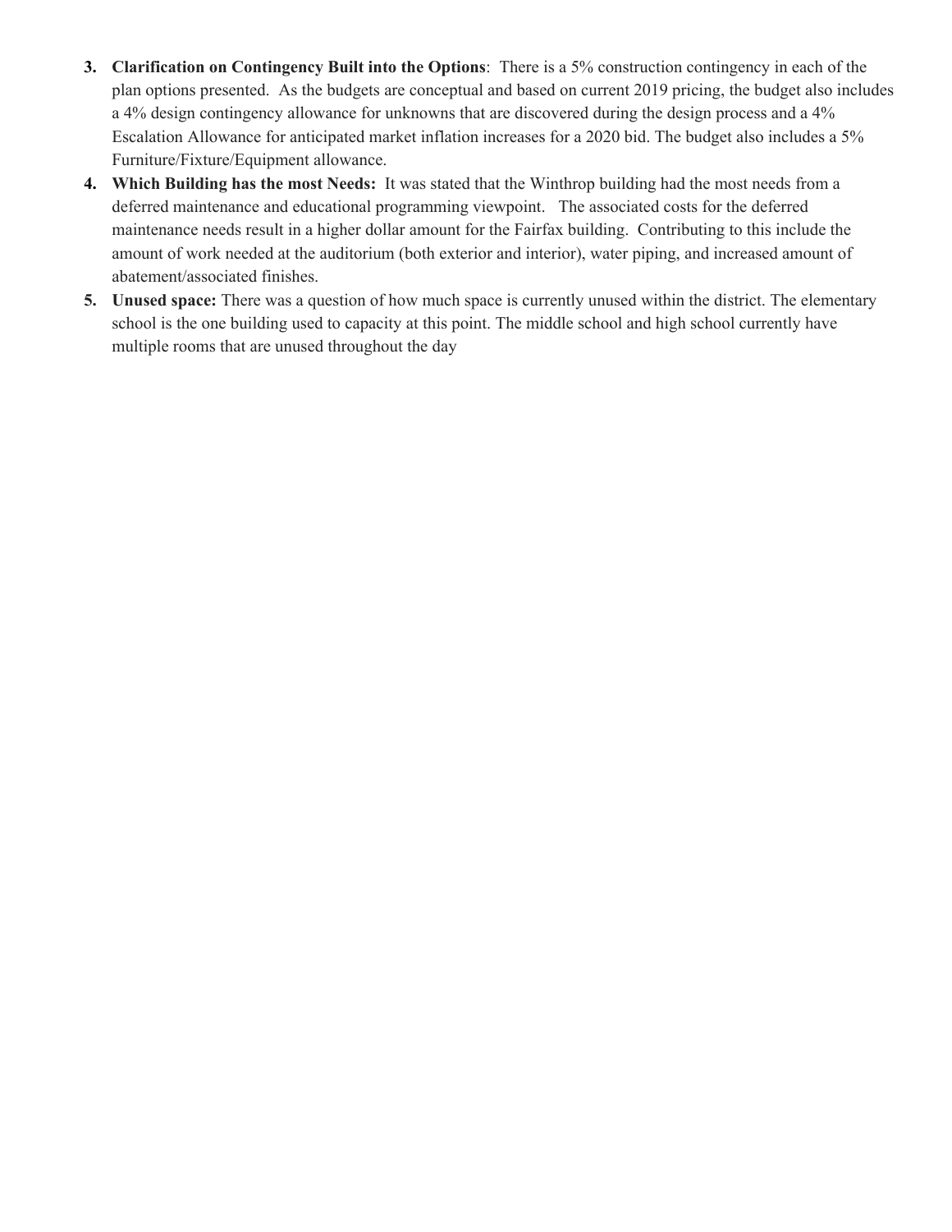3. **Clarification on Contingency Built into the Options**: There is a 5% construction contingency in each of the plan options presented. As the budgets are conceptual and based on current 2019 pricing, the budget also includes a 4% design contingency allowance for unknowns that are discovered during the design process and a 4% Escalation Allowance for anticipated market inflation increases for a 2020 bid. The budget also includes a 5% Furniture/Fixture/Equipment allowance.
4. **Which Building has the most Needs:** It was stated that the Winthrop building had the most needs from a deferred maintenance and educational programming viewpoint. The associated costs for the deferred maintenance needs result in a higher dollar amount for the Fairfax building. Contributing to this include the amount of work needed at the auditorium (both exterior and interior), water piping, and increased amount of abatement/associated finishes.
5. **Unused space:** There was a question of how much space is currently unused within the district. The elementary school is the one building used to capacity at this point. The middle school and high school currently have multiple rooms that are unused throughout the day